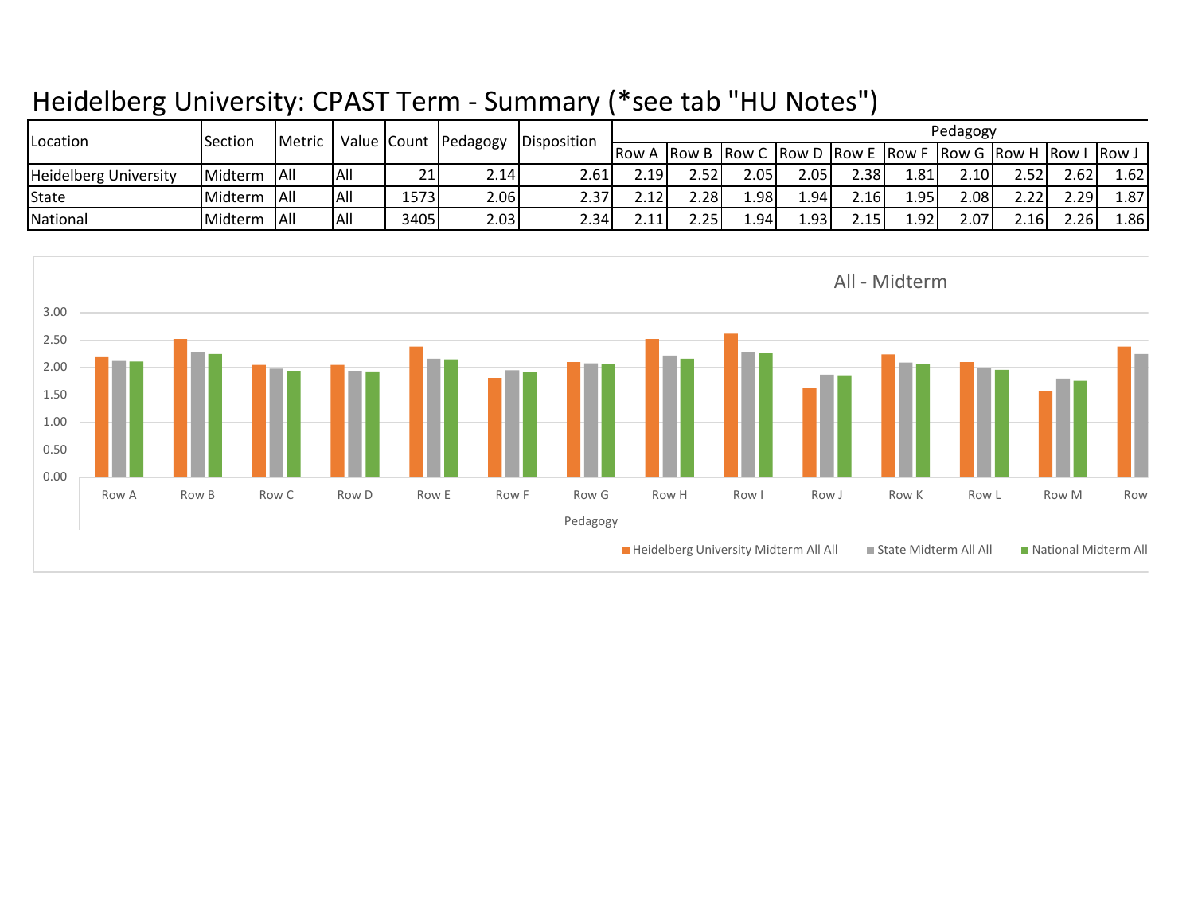# Heidelberg University: CPAST Term - Summary (*see tab "HU Notes")

| Location | Section | Metric | Value | Count | Pedagogy | Disposition | Pedagogy | | | | | | | | | |
|---|---|---|---|---|---|---|---|---|---|---|---|---|---|---|---|---|
| | | | | | | | Row A | Row B | Row C | Row D | Row E | Row F | Row G | Row H | Row I | Row J |
| Heidelberg University | Midterm | All | All | 21 | 2.14 | 2.61 | 2.19 | 2.52 | 2.05 | 2.05 | 2.38 | 1.81 | 2.10 | 2.52 | 2.62 | 1.62 |
| State | Midterm | All | All | 1573 | 2.06 | 2.37 | 2.12 | 2.28 | 1.98 | 1.94 | 2.16 | 1.95 | 2.08 | 2.22 | 2.29 | 1.87 |
| National | Midterm | All | All | 3405 | 2.03 | 2.34 | 2.11 | 2.25 | 1.94 | 1.93 | 2.15 | 1.92 | 2.07 | 2.16 | 2.26 | 1.86 |

All - Midterm

3.00
2.50
2.00
1.50
1.00
0.50
0.00

Row A Row B Row C Row D Row E Row F Row G Row H Row I Row J Row K Row L Row M Row

Pedagogy

Heidelberg University Midterm All All | State Midterm All All | National Midterm All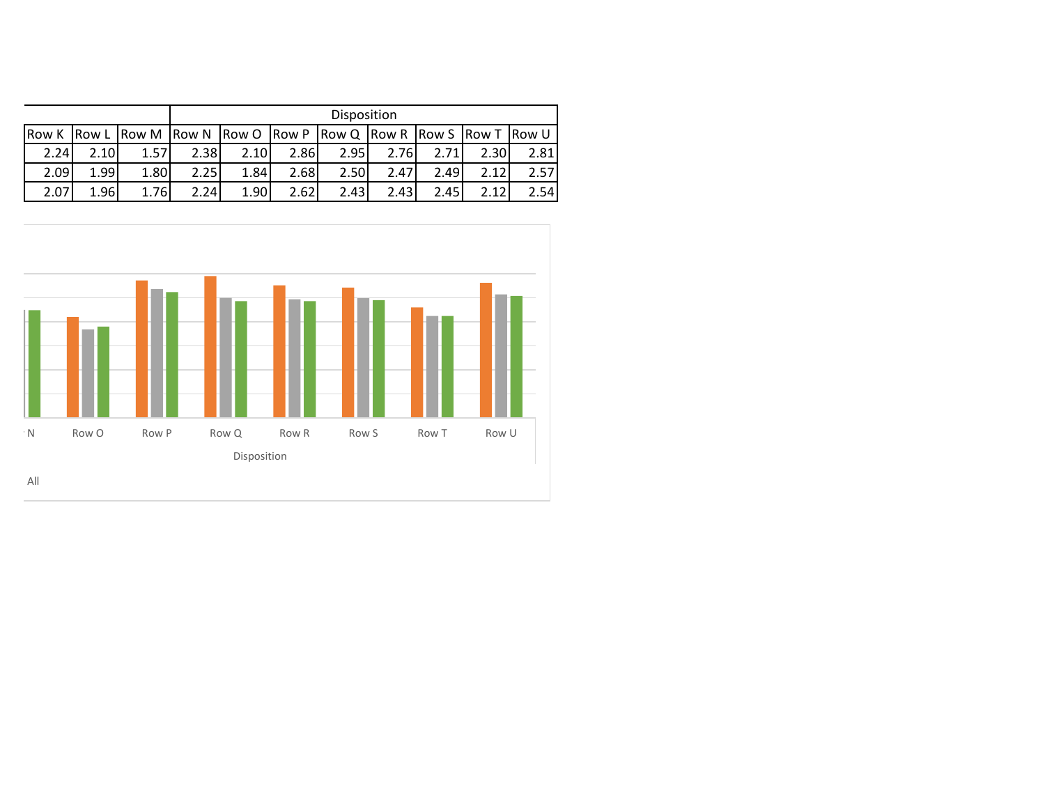| | | | Disposition | | | | | | | |
|---|---|---|---|---|---|---|---|---|---|---|
| Row K | Row L | Row M | Row N | Row O | Row P | Row Q | Row R | Row S | Row T | Row U |
| 2.24 | 2.10 | 1.57 | 2.38 | 2.10 | 2.86 | 2.95 | 2.76 | 2.71 | 2.30 | 2.81 |
| 2.09 | 1.99 | 1.80 | 2.25 | 1.84 | 2.68 | 2.50 | 2.47 | 2.49 | 2.12 | 2.57 |
| 2.07 | 1.96 | 1.76 | 2.24 | 1.90 | 2.62 | 2.43 | 2.43 | 2.45 | 2.12 | 2.54 |

N
Row O
Row P
Row Q
Row R
Row S
Row T
Row U

Disposition

All